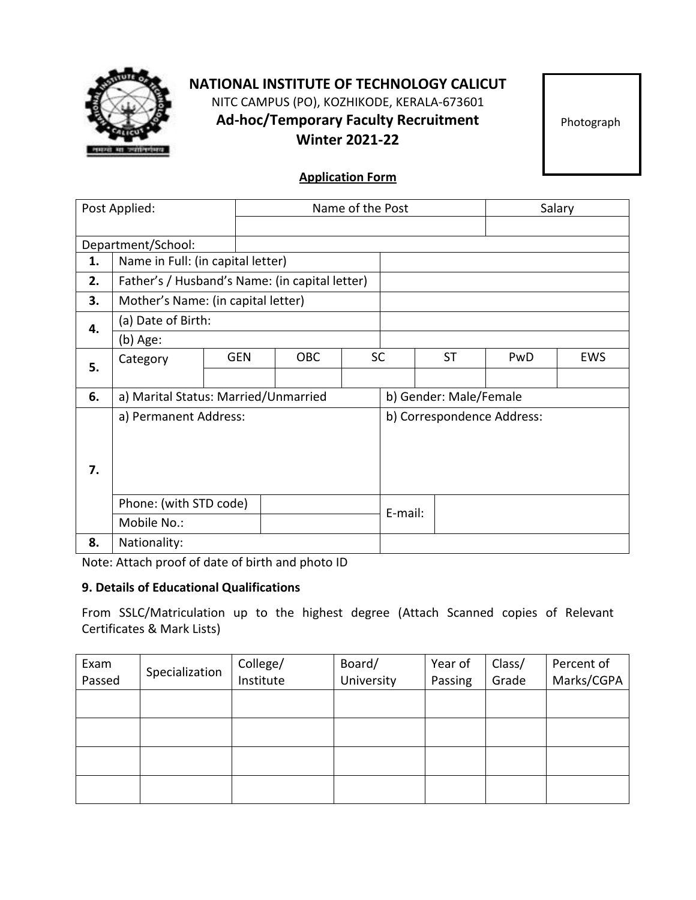# NATIONAL INSTITUTE OF TECHNOLOGY CALICUT

NITC CAMPUS (PO), KOZHIKODE, KERALA-673601

## Ad-hoc/Temporary Faculty Recruitment Winter 2021-22

Photograph

**Application Form**

| Post Applied: | Name of the Post | Salary |
|---|---|---|
| | | |
| Department/School: | | |

| | | | | | | | |
|---|---|---|---|---|---|---|---|
| **1.** | Name in Full: (in capital letter) | | | | | | |
| **2.** | Father's / Husband's Name: (in capital letter) | | | | | | |
| **3.** | Mother's Name: (in capital letter) | | | | | | |
| **4.** | (a) Date of Birth: | | | | | | |
| | (b) Age: | | | | | | |
| **5.** | Category | GEN | OBC | SC | ST | PwD | EWS |
| | | | | | | | |
| **6.** | a) Marital Status: Married/Unmarried | | | b) Gender: Male/Female | | | |
| **7.** | a) Permanent Address: | | | b) Correspondence Address: | | | |
| | Phone: (with STD code) | | | E-mail: | | | |
| | Mobile No.: | | | | | | |
| **8.** | Nationality: | | | | | | |

Note: Attach proof of date of birth and photo ID

**9. Details of Educational Qualifications**

From SSLC/Matriculation up to the highest degree (Attach Scanned copies of Relevant Certificates & Mark Lists)

| Exam Passed | Specialization | College/ Institute | Board/ University | Year of Passing | Class/ Grade | Percent of Marks/CGPA |
|---|---|---|---|---|---|---|
| | | | | | | |
| | | | | | | |
| | | | | | | |
| | | | | | | |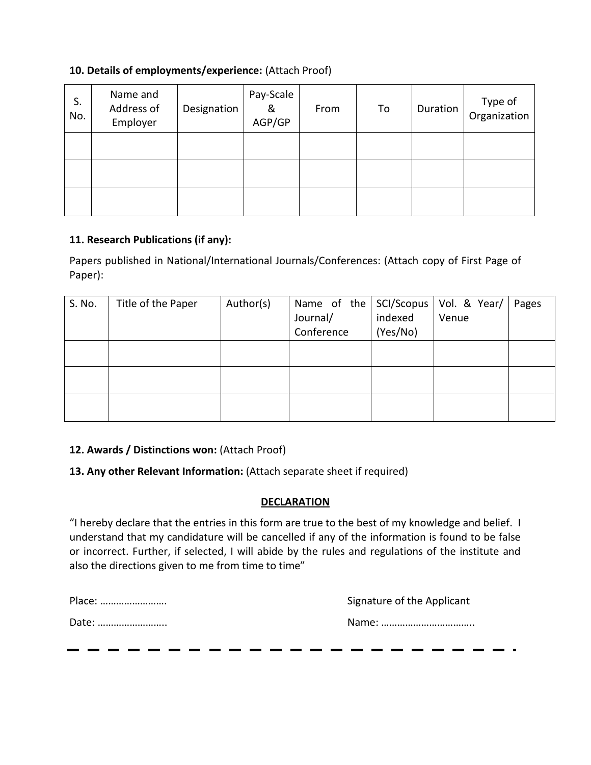**10. Details of employments/experience:** (Attach Proof)

| S. No. | Name and Address of Employer | Designation | Pay-Scale & AGP/GP | From | To | Duration | Type of Organization |
|---|---|---|---|---|---|---|---|
| | | | | | | | |
| | | | | | | | |
| | | | | | | | |

**11. Research Publications (if any):**

Papers published in National/International Journals/Conferences: (Attach copy of First Page of Paper):

| S. No. | Title of the Paper | Author(s) | Name of the Journal/ Conference | SCI/Scopus indexed (Yes/No) | Vol. & Year/ Venue | Pages |
|---|---|---|---|---|---|---|
| | | | | | | |
| | | | | | | |
| | | | | | | |

**12. Awards / Distinctions won:** (Attach Proof)

**13. Any other Relevant Information:** (Attach separate sheet if required)

**DECLARATION**

"I hereby declare that the entries in this form are true to the best of my knowledge and belief. I understand that my candidature will be cancelled if any of the information is found to be false or incorrect. Further, if selected, I will abide by the rules and regulations of the institute and also the directions given to me from time to time"

Place: ……………………. Signature of the Applicant

Date: …………………….. Name: ……………………………..